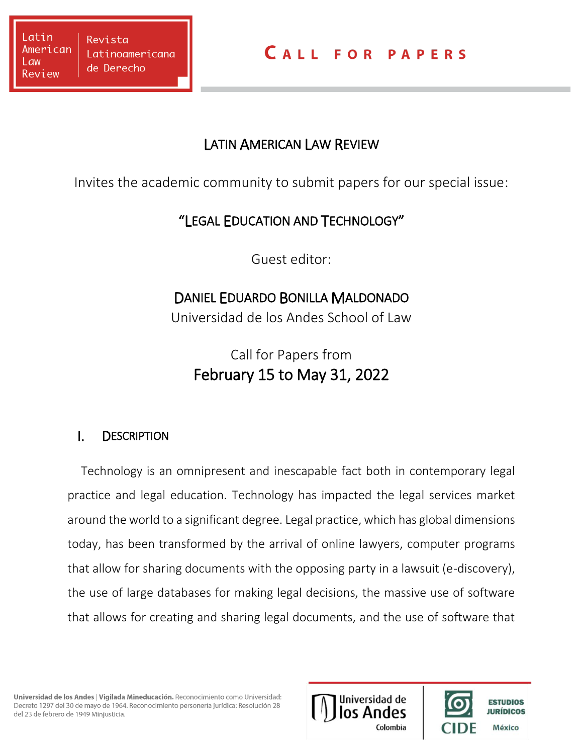# CALL FOR PAPERS

## LATIN AMERICAN LAW REVIEW

Invites the academic community to submit papers for our special issue:

## "LEGAL EDUCATION AND TECHNOLOGY"

Guest editor:

**DANIEL EDUARDO BONILLA MALDONADO**
Universidad de los Andes School of Law

Call for Papers from
**February 15 to May 31, 2022**

## I. DESCRIPTION

Technology is an omnipresent and inescapable fact both in contemporary legal practice and legal education. Technology has impacted the legal services market around the world to a significant degree. Legal practice, which has global dimensions today, has been transformed by the arrival of online lawyers, computer programs that allow for sharing documents with the opposing party in a lawsuit (e-discovery), the use of large databases for making legal decisions, the massive use of software that allows for creating and sharing legal documents, and the use of software that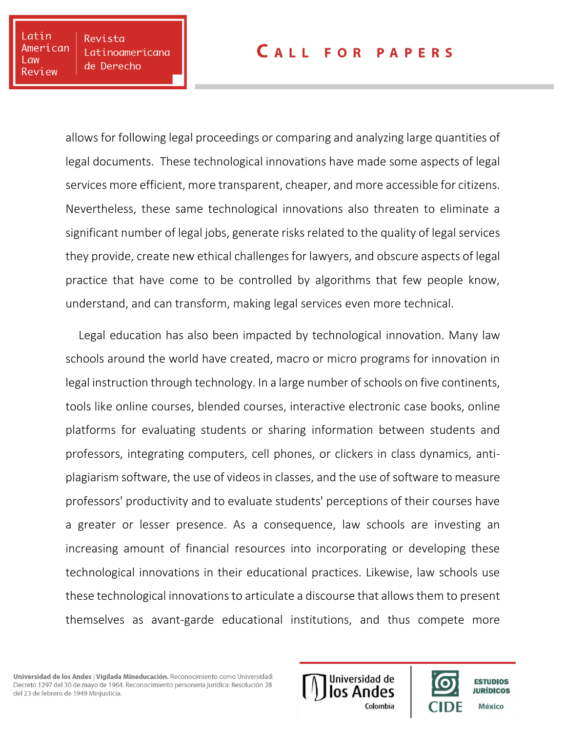allows for following legal proceedings or comparing and analyzing large quantities of legal documents. These technological innovations have made some aspects of legal services more efficient, more transparent, cheaper, and more accessible for citizens. Nevertheless, these same technological innovations also threaten to eliminate a significant number of legal jobs, generate risks related to the quality of legal services they provide, create new ethical challenges for lawyers, and obscure aspects of legal practice that have come to be controlled by algorithms that few people know, understand, and can transform, making legal services even more technical.

Legal education has also been impacted by technological innovation. Many law schools around the world have created, macro or micro programs for innovation in legal instruction through technology. In a large number of schools on five continents, tools like online courses, blended courses, interactive electronic case books, online platforms for evaluating students or sharing information between students and professors, integrating computers, cell phones, or clickers in class dynamics, anti-plagiarism software, the use of videos in classes, and the use of software to measure professors' productivity and to evaluate students' perceptions of their courses have a greater or lesser presence. As a consequence, law schools are investing an increasing amount of financial resources into incorporating or developing these technological innovations in their educational practices. Likewise, law schools use these technological innovations to articulate a discourse that allows them to present themselves as avant-garde educational institutions, and thus compete more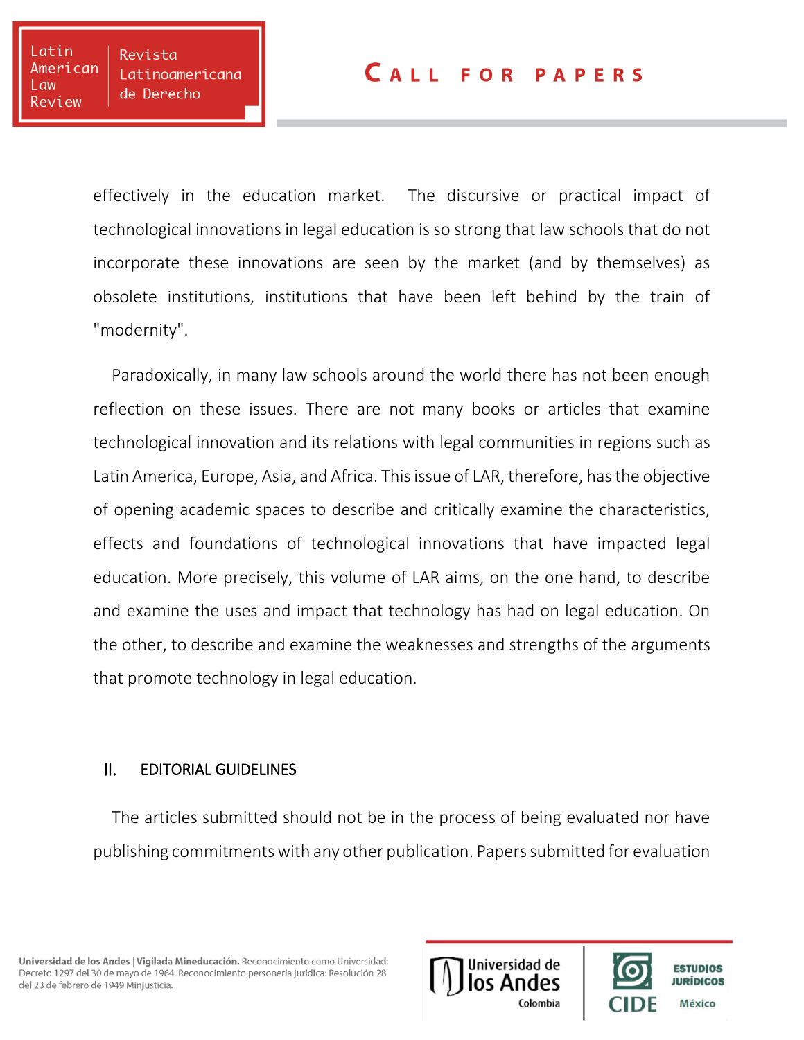effectively in the education market. The discursive or practical impact of technological innovations in legal education is so strong that law schools that do not incorporate these innovations are seen by the market (and by themselves) as obsolete institutions, institutions that have been left behind by the train of "modernity".

Paradoxically, in many law schools around the world there has not been enough reflection on these issues. There are not many books or articles that examine technological innovation and its relations with legal communities in regions such as Latin America, Europe, Asia, and Africa. This issue of LAR, therefore, has the objective of opening academic spaces to describe and critically examine the characteristics, effects and foundations of technological innovations that have impacted legal education. More precisely, this volume of LAR aims, on the one hand, to describe and examine the uses and impact that technology has had on legal education. On the other, to describe and examine the weaknesses and strengths of the arguments that promote technology in legal education.

## II. EDITORIAL GUIDELINES

The articles submitted should not be in the process of being evaluated nor have publishing commitments with any other publication. Papers submitted for evaluation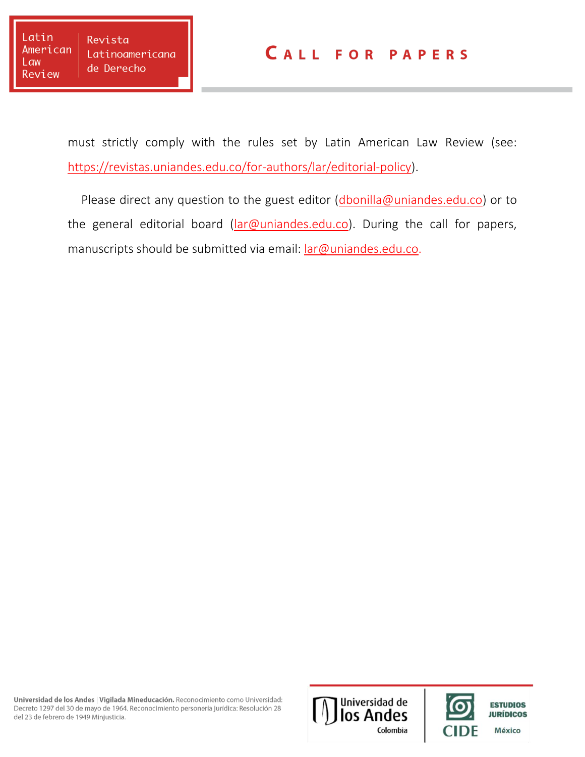must strictly comply with the rules set by Latin American Law Review (see: https://revistas.uniandes.edu.co/for-authors/lar/editorial-policy).

Please direct any question to the guest editor (dbonilla@uniandes.edu.co) or to the general editorial board (lar@uniandes.edu.co). During the call for papers, manuscripts should be submitted via email: lar@uniandes.edu.co.